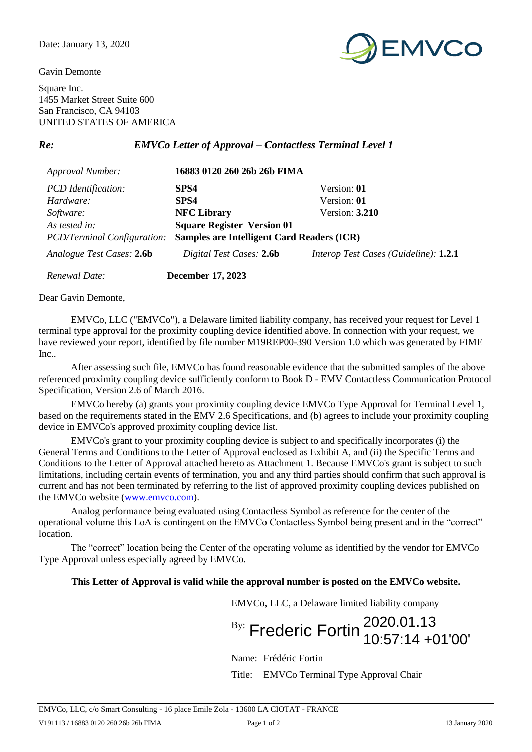Date: January 13, 2020

Gavin Demonte

Square Inc.
1455 Market Street Suite 600
San Francisco, CA 94103
UNITED STATES OF AMERICA

***Re:*** ***EMVCo Letter of Approval – Contactless Terminal Level 1***

| | | |
|---|---|---|
| *Approval Number:* | **16883 0120 260 26b 26b FIMA** | |
| *PCD Identification:* | **SPS4** | Version: **01** |
| *Hardware:* | **SPS4** | Version: **01** |
| *Software:* | **NFC Library** | Version: **3.210** |
| *As tested in:* | **Square Register Version 01** | |
| *PCD/Terminal Configuration:* | **Samples are Intelligent Card Readers (ICR)** | |
| *Analogue Test Cases:* **2.6b** | *Digital Test Cases:* **2.6b** | *Interop Test Cases (Guideline):* **1.2.1** |
| *Renewal Date:* | **December 17, 2023** | |

Dear Gavin Demonte,

EMVCo, LLC ("EMVCo"), a Delaware limited liability company, has received your request for Level 1 terminal type approval for the proximity coupling device identified above. In connection with your request, we have reviewed your report, identified by file number M19REP00-390 Version 1.0 which was generated by FIME Inc..

After assessing such file, EMVCo has found reasonable evidence that the submitted samples of the above referenced proximity coupling device sufficiently conform to Book D - EMV Contactless Communication Protocol Specification, Version 2.6 of March 2016.

EMVCo hereby (a) grants your proximity coupling device EMVCo Type Approval for Terminal Level 1, based on the requirements stated in the EMV 2.6 Specifications, and (b) agrees to include your proximity coupling device in EMVCo's approved proximity coupling device list.

EMVCo's grant to your proximity coupling device is subject to and specifically incorporates (i) the General Terms and Conditions to the Letter of Approval enclosed as Exhibit A, and (ii) the Specific Terms and Conditions to the Letter of Approval attached hereto as Attachment 1. Because EMVCo's grant is subject to such limitations, including certain events of termination, you and any third parties should confirm that such approval is current and has not been terminated by referring to the list of approved proximity coupling devices published on the EMVCo website (www.emvco.com).

Analog performance being evaluated using Contactless Symbol as reference for the center of the operational volume this LoA is contingent on the EMVCo Contactless Symbol being present and in the "correct" location.

The "correct" location being the Center of the operating volume as identified by the vendor for EMVCo Type Approval unless especially agreed by EMVCo.

**This Letter of Approval is valid while the approval number is posted on the EMVCo website.**

EMVCo, LLC, a Delaware limited liability company

By: Frederic Fortin 2020.01.13 10:57:14 +01'00'

Name: Frédéric Fortin

Title: EMVCo Terminal Type Approval Chair

EMVCo, LLC, c/o Smart Consulting - 16 place Emile Zola - 13600 LA CIOTAT - FRANCE

V191113 / 16883 0120 260 26b 26b FIMA 13 January 2020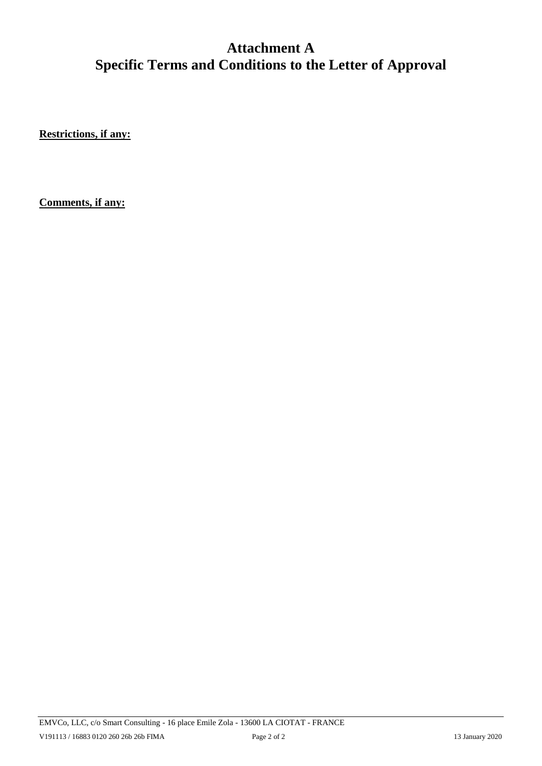# Attachment A
# Specific Terms and Conditions to the Letter of Approval

**Restrictions, if any:**

**Comments, if any:**